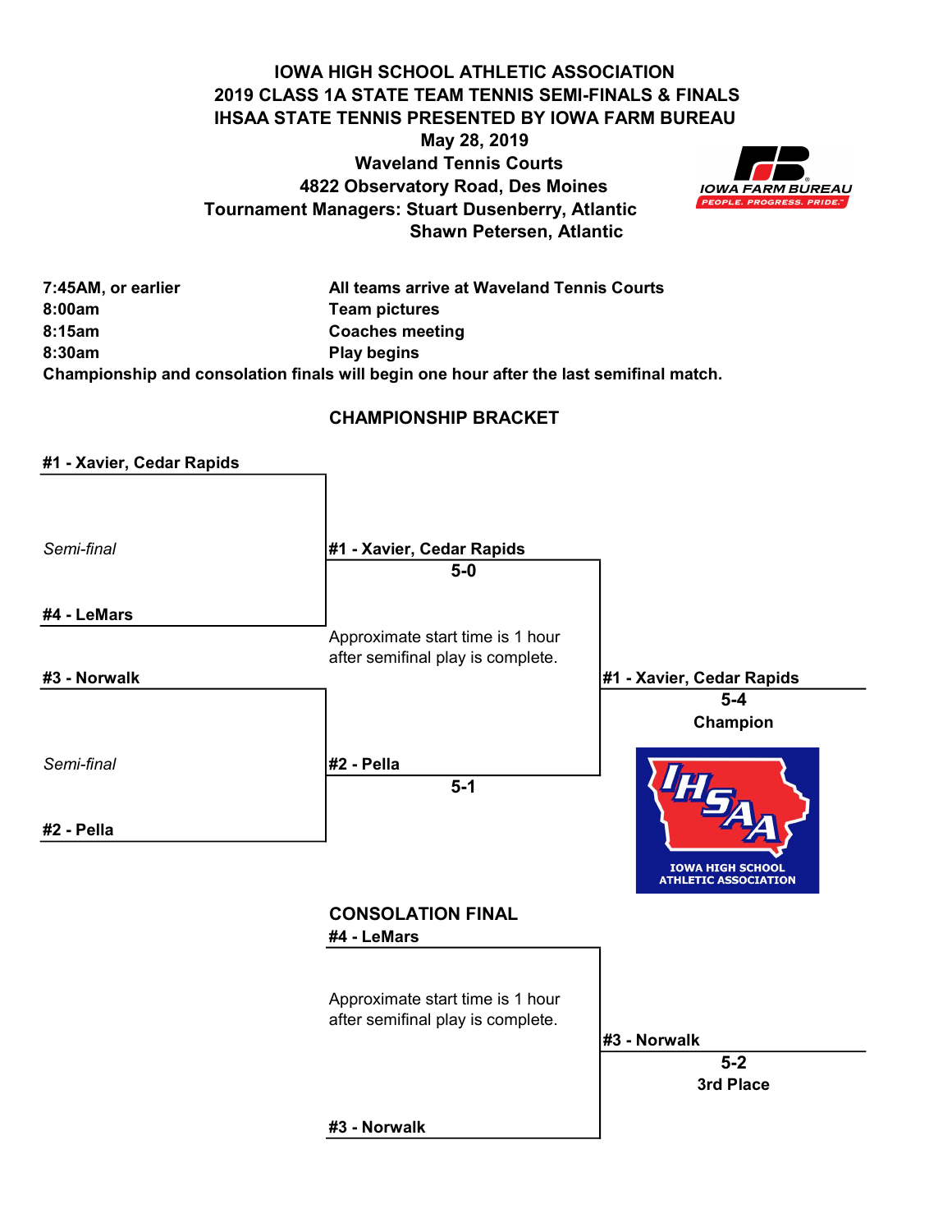# IOWA HIGH SCHOOL ATHLETIC ASSOCIATION
## 2019 CLASS 1A STATE TEAM TENNIS SEMI-FINALS & FINALS
## IHSAA STATE TENNIS PRESENTED BY IOWA FARM BUREAU

**May 28, 2019**
**Waveland Tennis Courts**
**4822 Observatory Road, Des Moines**
**Tournament Managers: Stuart Dusenberry, Atlantic**
**Shawn Petersen, Atlantic**

| | |
|---|---|
| **7:45AM, or earlier** | **All teams arrive at Waveland Tennis Courts** |
| **8:00am** | **Team pictures** |
| **8:15am** | **Coaches meeting** |
| **8:30am** | **Play begins** |

**Championship and consolation finals will begin one hour after the last semifinal match.**

## CHAMPIONSHIP BRACKET

*Semi-final*
- **#1 - Xavier, Cedar Rapids**
- **#4 - LeMars**

Winner: **#1 - Xavier, Cedar Rapids** **5-0**

*Semi-final*
- **#3 - Norwalk**
- **#2 - Pella**

Winner: **#2 - Pella** **5-1**

Final: Approximate start time is 1 hour after semifinal play is complete.

**#1 - Xavier, Cedar Rapids**
**5-4**
**Champion**

## CONSOLATION FINAL

- **#4 - LeMars**
- **#3 - Norwalk**

Approximate start time is 1 hour after semifinal play is complete.

**#3 - Norwalk**
**5-2**
**3rd Place**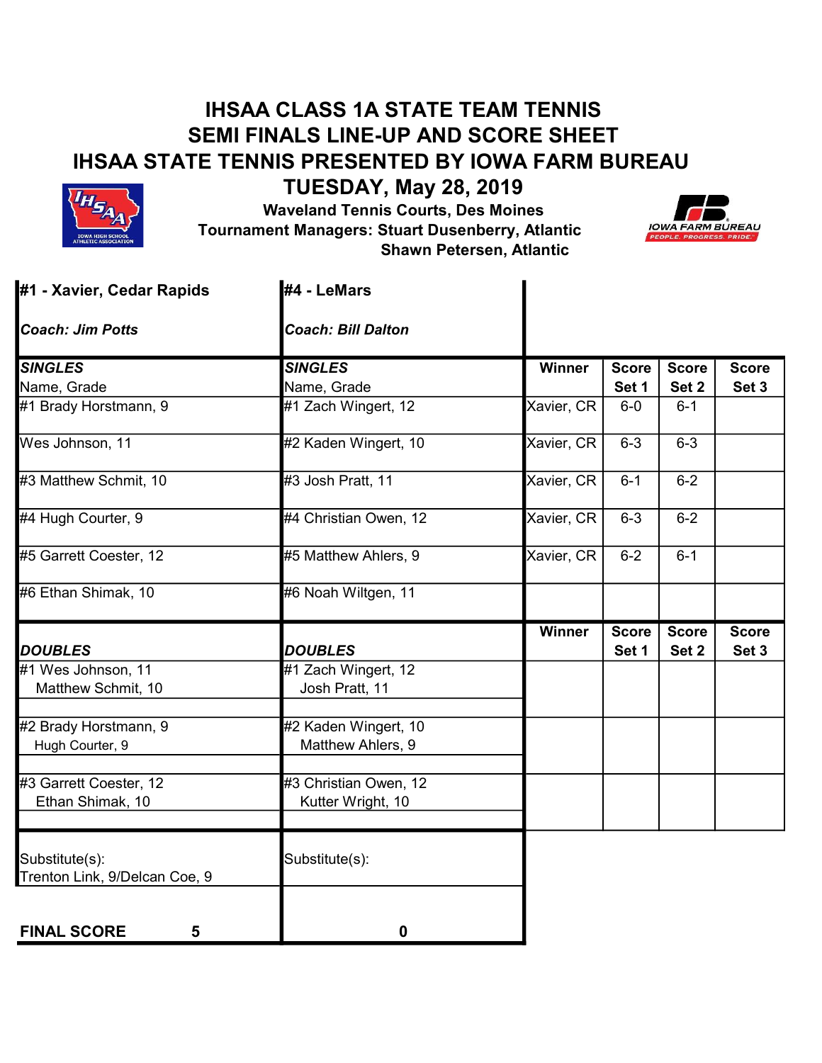# IHSAA CLASS 1A STATE TEAM TENNIS
# SEMI FINALS LINE-UP AND SCORE SHEET
# IHSAA STATE TENNIS PRESENTED BY IOWA FARM BUREAU
## TUESDAY, May 28, 2019

**Waveland Tennis Courts, Des Moines**
**Tournament Managers: Stuart Dusenberry, Atlantic**
**Shawn Petersen, Atlantic**

| **#1 - Xavier, Cedar Rapids** | **#4 - LeMars** | | | | |
|---|---|---|---|---|---|
| ***Coach: Jim Potts*** | ***Coach: Bill Dalton*** | | | | |
| ***SINGLES*** Name, Grade | ***SINGLES*** Name, Grade | **Winner** | **Score Set 1** | **Score Set 2** | **Score Set 3** |
| #1 Brady Horstmann, 9 | #1 Zach Wingert, 12 | Xavier, CR | 6-0 | 6-1 | |
| Wes Johnson, 11 | #2 Kaden Wingert, 10 | Xavier, CR | 6-3 | 6-3 | |
| #3 Matthew Schmit, 10 | #3 Josh Pratt, 11 | Xavier, CR | 6-1 | 6-2 | |
| #4 Hugh Courter, 9 | #4 Christian Owen, 12 | Xavier, CR | 6-3 | 6-2 | |
| #5 Garrett Coester, 12 | #5 Matthew Ahlers, 9 | Xavier, CR | 6-2 | 6-1 | |
| #6 Ethan Shimak, 10 | #6 Noah Wiltgen, 11 | | | | |
| ***DOUBLES*** | ***DOUBLES*** | **Winner** | **Score Set 1** | **Score Set 2** | **Score Set 3** |
| #1 Wes Johnson, 11 / Matthew Schmit, 10 | #1 Zach Wingert, 12 / Josh Pratt, 11 | | | | |
| #2 Brady Horstmann, 9 / Hugh Courter, 9 | #2 Kaden Wingert, 10 / Matthew Ahlers, 9 | | | | |
| #3 Garrett Coester, 12 / Ethan Shimak, 10 | #3 Christian Owen, 12 / Kutter Wright, 10 | | | | |
| Substitute(s): Trenton Link, 9/Delcan Coe, 9 | Substitute(s): | | | | |
| **FINAL SCORE 5** | **0** | | | | |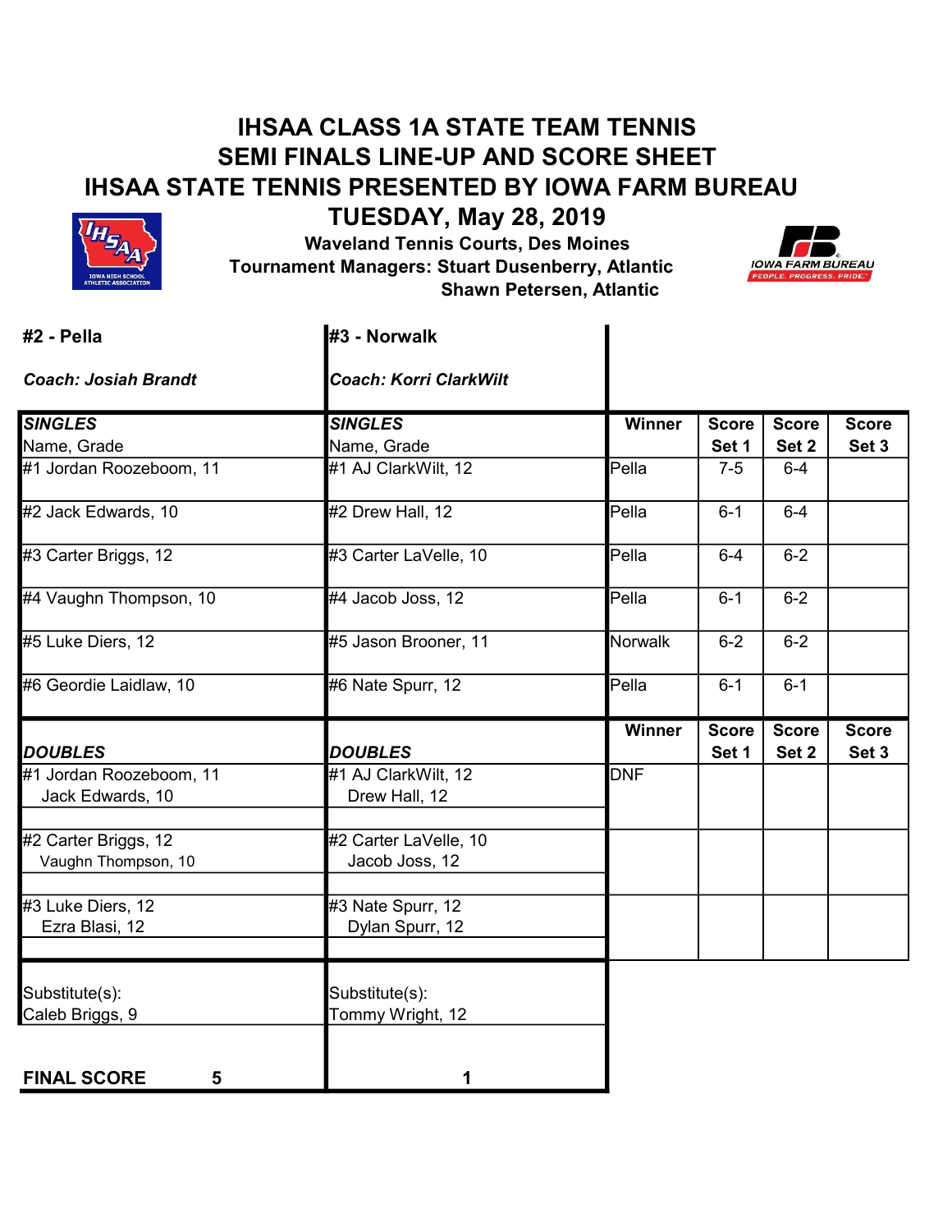# IHSAA CLASS 1A STATE TEAM TENNIS
# SEMI FINALS LINE-UP AND SCORE SHEET
# IHSAA STATE TENNIS PRESENTED BY IOWA FARM BUREAU
## TUESDAY, May 28, 2019

**Waveland Tennis Courts, Des Moines**
**Tournament Managers: Stuart Dusenberry, Atlantic**
**Shawn Petersen, Atlantic**

| **#2 - Pella** | **#3 - Norwalk** | | | | |
|---|---|---|---|---|---|
| ***Coach: Josiah Brandt*** | ***Coach: Korri ClarkWilt*** | | | | |
| ***SINGLES*** Name, Grade | ***SINGLES*** Name, Grade | **Winner** | **Score Set 1** | **Score Set 2** | **Score Set 3** |
| #1 Jordan Roozeboom, 11 | #1 AJ ClarkWilt, 12 | Pella | 7-5 | 6-4 | |
| #2 Jack Edwards, 10 | #2 Drew Hall, 12 | Pella | 6-1 | 6-4 | |
| #3 Carter Briggs, 12 | #3 Carter LaVelle, 10 | Pella | 6-4 | 6-2 | |
| #4 Vaughn Thompson, 10 | #4 Jacob Joss, 12 | Pella | 6-1 | 6-2 | |
| #5 Luke Diers, 12 | #5 Jason Brooner, 11 | Norwalk | 6-2 | 6-2 | |
| #6 Geordie Laidlaw, 10 | #6 Nate Spurr, 12 | Pella | 6-1 | 6-1 | |
| ***DOUBLES*** | ***DOUBLES*** | **Winner** | **Score Set 1** | **Score Set 2** | **Score Set 3** |
| #1 Jordan Roozeboom, 11<br>Jack Edwards, 10 | #1 AJ ClarkWilt, 12<br>Drew Hall, 12 | DNF | | | |
| #2 Carter Briggs, 12<br>Vaughn Thompson, 10 | #2 Carter LaVelle, 10<br>Jacob Joss, 12 | | | | |
| #3 Luke Diers, 12<br>Ezra Blasi, 12 | #3 Nate Spurr, 12<br>Dylan Spurr, 12 | | | | |
| Substitute(s):<br>Caleb Briggs, 9 | Substitute(s):<br>Tommy Wright, 12 | | | | |
| **FINAL SCORE 5** | **1** | | | | |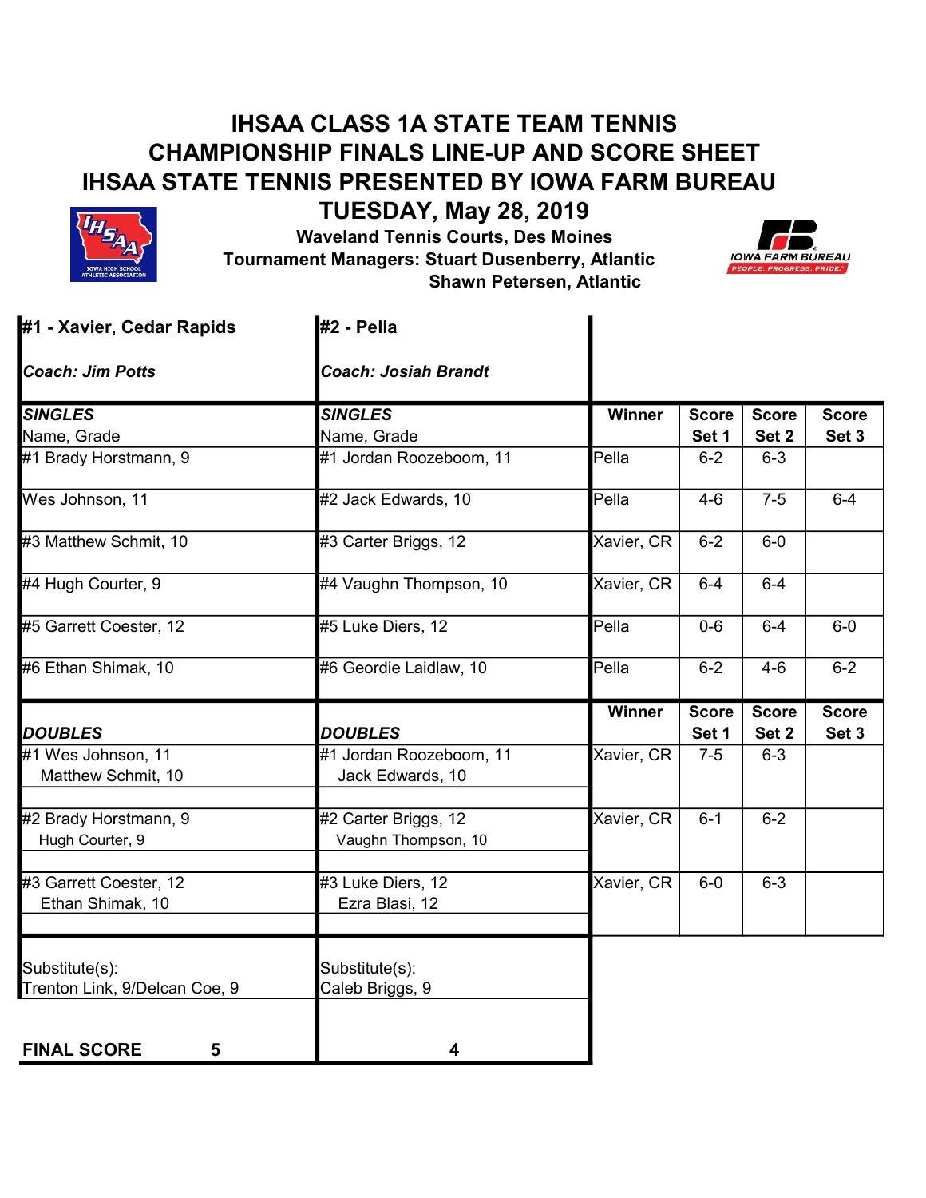# IHSAA CLASS 1A STATE TEAM TENNIS
# CHAMPIONSHIP FINALS LINE-UP AND SCORE SHEET
# IHSAA STATE TENNIS PRESENTED BY IOWA FARM BUREAU
## TUESDAY, May 28, 2019

**Waveland Tennis Courts, Des Moines**
**Tournament Managers: Stuart Dusenberry, Atlantic**
**Shawn Petersen, Atlantic**

| **#1 - Xavier, Cedar Rapids** | **#2 - Pella** | | | | |
|---|---|---|---|---|---|
| ***Coach: Jim Potts*** | ***Coach: Josiah Brandt*** | | | | |
| ***SINGLES*** Name, Grade | ***SINGLES*** Name, Grade | **Winner** | **Score Set 1** | **Score Set 2** | **Score Set 3** |
| #1 Brady Horstmann, 9 | #1 Jordan Roozeboom, 11 | Pella | 6-2 | 6-3 | |
| Wes Johnson, 11 | #2 Jack Edwards, 10 | Pella | 4-6 | 7-5 | 6-4 |
| #3 Matthew Schmit, 10 | #3 Carter Briggs, 12 | Xavier, CR | 6-2 | 6-0 | |
| #4 Hugh Courter, 9 | #4 Vaughn Thompson, 10 | Xavier, CR | 6-4 | 6-4 | |
| #5 Garrett Coester, 12 | #5 Luke Diers, 12 | Pella | 0-6 | 6-4 | 6-0 |
| #6 Ethan Shimak, 10 | #6 Geordie Laidlaw, 10 | Pella | 6-2 | 4-6 | 6-2 |
| ***DOUBLES*** | ***DOUBLES*** | **Winner** | **Score Set 1** | **Score Set 2** | **Score Set 3** |
| #1 Wes Johnson, 11 / Matthew Schmit, 10 | #1 Jordan Roozeboom, 11 / Jack Edwards, 10 | Xavier, CR | 7-5 | 6-3 | |
| #2 Brady Horstmann, 9 / Hugh Courter, 9 | #2 Carter Briggs, 12 / Vaughn Thompson, 10 | Xavier, CR | 6-1 | 6-2 | |
| #3 Garrett Coester, 12 / Ethan Shimak, 10 | #3 Luke Diers, 12 / Ezra Blasi, 12 | Xavier, CR | 6-0 | 6-3 | |
| Substitute(s): Trenton Link, 9/Delcan Coe, 9 | Substitute(s): Caleb Briggs, 9 | | | | |
| **FINAL SCORE 5** | **4** | | | | |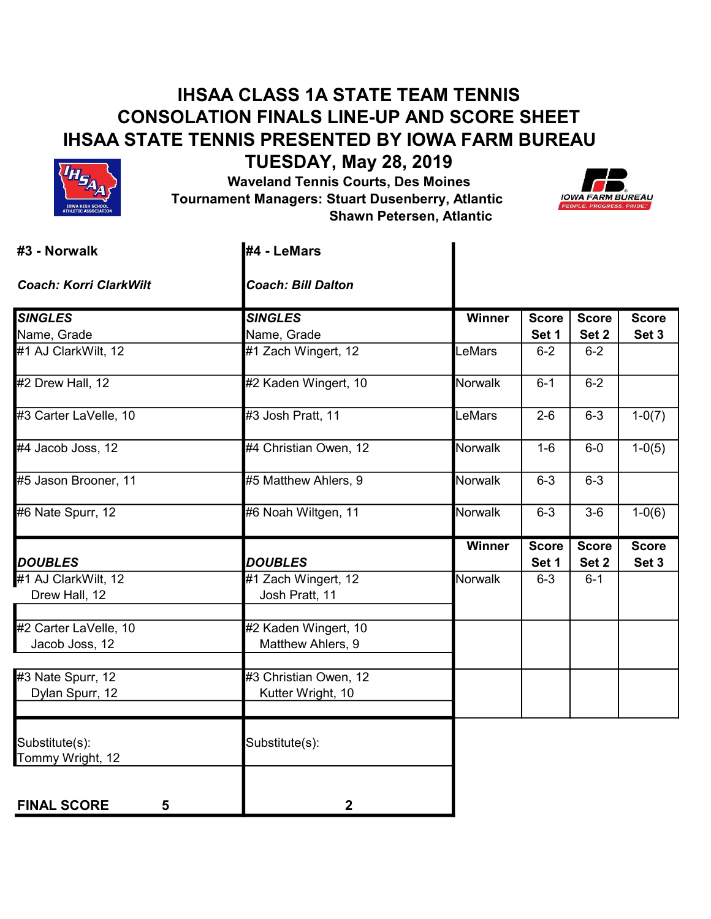# IHSAA CLASS 1A STATE TEAM TENNIS
# CONSOLATION FINALS LINE-UP AND SCORE SHEET
# IHSAA STATE TENNIS PRESENTED BY IOWA FARM BUREAU

## TUESDAY, May 28, 2019

**Waveland Tennis Courts, Des Moines**
**Tournament Managers: Stuart Dusenberry, Atlantic**
**Shawn Petersen, Atlantic**

| **#3 - Norwalk** | **#4 - LeMars** | | | | |
|---|---|---|---|---|---|
| ***Coach: Korri ClarkWilt*** | ***Coach: Bill Dalton*** | | | | |
| ***SINGLES*** Name, Grade | ***SINGLES*** Name, Grade | **Winner** | **Score Set 1** | **Score Set 2** | **Score Set 3** |
| #1 AJ ClarkWilt, 12 | #1 Zach Wingert, 12 | LeMars | 6-2 | 6-2 | |
| #2 Drew Hall, 12 | #2 Kaden Wingert, 10 | Norwalk | 6-1 | 6-2 | |
| #3 Carter LaVelle, 10 | #3 Josh Pratt, 11 | LeMars | 2-6 | 6-3 | 1-0(7) |
| #4 Jacob Joss, 12 | #4 Christian Owen, 12 | Norwalk | 1-6 | 6-0 | 1-0(5) |
| #5 Jason Brooner, 11 | #5 Matthew Ahlers, 9 | Norwalk | 6-3 | 6-3 | |
| #6 Nate Spurr, 12 | #6 Noah Wiltgen, 11 | Norwalk | 6-3 | 3-6 | 1-0(6) |
| ***DOUBLES*** | ***DOUBLES*** | **Winner** | **Score Set 1** | **Score Set 2** | **Score Set 3** |
| #1 AJ ClarkWilt, 12<br>Drew Hall, 12 | #1 Zach Wingert, 12<br>Josh Pratt, 11 | Norwalk | 6-3 | 6-1 | |
| #2 Carter LaVelle, 10<br>Jacob Joss, 12 | #2 Kaden Wingert, 10<br>Matthew Ahlers, 9 | | | | |
| #3 Nate Spurr, 12<br>Dylan Spurr, 12 | #3 Christian Owen, 12<br>Kutter Wright, 10 | | | | |
| Substitute(s):<br>Tommy Wright, 12 | Substitute(s): | | | | |
| **FINAL SCORE 5** | **2** | | | | |